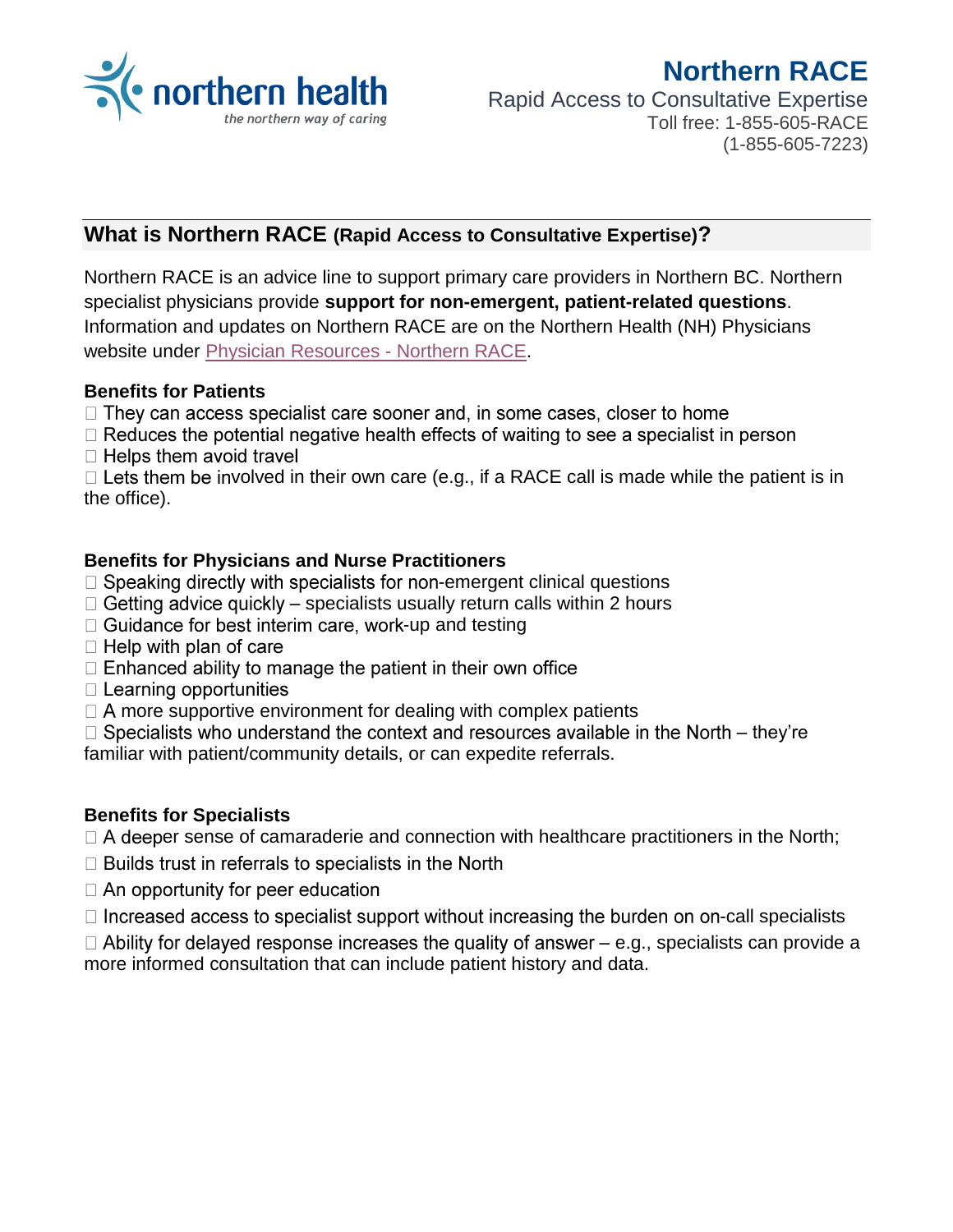northern health
*the northern way of caring*

# Northern RACE

Rapid Access to Consultative Expertise
Toll free: 1-855-605-RACE
(1-855-605-7223)

## What is Northern RACE (Rapid Access to Consultative Expertise)?

Northern RACE is an advice line to support primary care providers in Northern BC. Northern specialist physicians provide **support for non-emergent, patient-related questions**. Information and updates on Northern RACE are on the Northern Health (NH) Physicians website under Physician Resources - Northern RACE.

**Benefits for Patients**

- They can access specialist care sooner and, in some cases, closer to home
- Reduces the potential negative health effects of waiting to see a specialist in person
- Helps them avoid travel
- Lets them be involved in their own care (e.g., if a RACE call is made while the patient is in the office).

**Benefits for Physicians and Nurse Practitioners**

- Speaking directly with specialists for non-emergent clinical questions
- Getting advice quickly – specialists usually return calls within 2 hours
- Guidance for best interim care, work-up and testing
- Help with plan of care
- Enhanced ability to manage the patient in their own office
- Learning opportunities
- A more supportive environment for dealing with complex patients
- Specialists who understand the context and resources available in the North – they're familiar with patient/community details, or can expedite referrals.

**Benefits for Specialists**

- A deeper sense of camaraderie and connection with healthcare practitioners in the North;
- Builds trust in referrals to specialists in the North
- An opportunity for peer education
- Increased access to specialist support without increasing the burden on on-call specialists
- Ability for delayed response increases the quality of answer – e.g., specialists can provide a more informed consultation that can include patient history and data.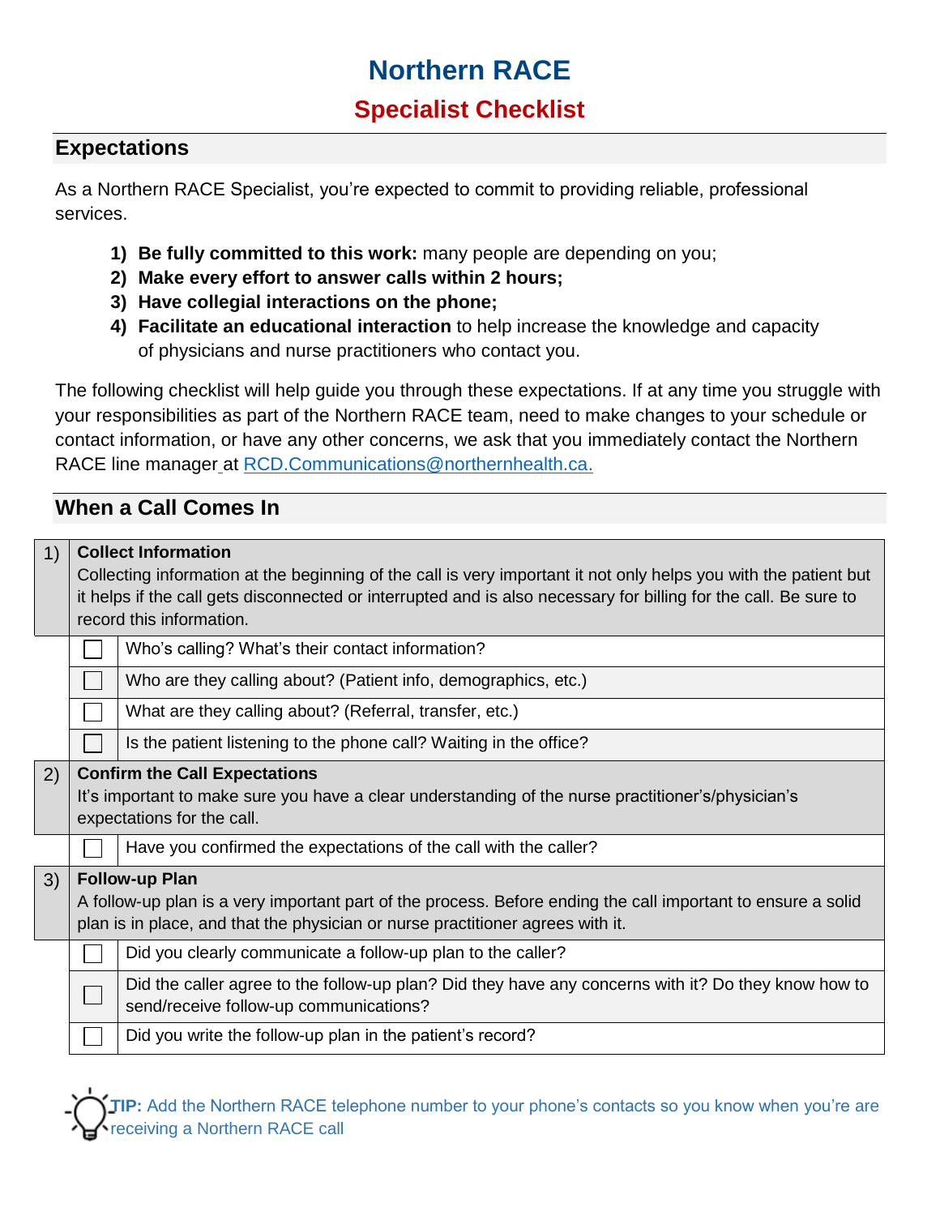# Northern RACE

## Specialist Checklist

### Expectations

As a Northern RACE Specialist, you're expected to commit to providing reliable, professional services.

1) **Be fully committed to this work:** many people are depending on you;
2) **Make every effort to answer calls within 2 hours;**
3) **Have collegial interactions on the phone;**
4) **Facilitate an educational interaction** to help increase the knowledge and capacity of physicians and nurse practitioners who contact you.

The following checklist will help guide you through these expectations. If at any time you struggle with your responsibilities as part of the Northern RACE team, need to make changes to your schedule or contact information, or have any other concerns, we ask that you immediately contact the Northern RACE line manager at RCD.Communications@northernhealth.ca.

### When a Call Comes In

| | | |
|---|---|---|
| 1) | **Collect Information**<br>Collecting information at the beginning of the call is very important it not only helps you with the patient but it helps if the call gets disconnected or interrupted and is also necessary for billing for the call. Be sure to record this information. | |
| | ☐ | Who's calling? What's their contact information? |
| | ☐ | Who are they calling about? (Patient info, demographics, etc.) |
| | ☐ | What are they calling about? (Referral, transfer, etc.) |
| | ☐ | Is the patient listening to the phone call? Waiting in the office? |
| 2) | **Confirm the Call Expectations**<br>It's important to make sure you have a clear understanding of the nurse practitioner's/physician's expectations for the call. | |
| | ☐ | Have you confirmed the expectations of the call with the caller? |
| 3) | **Follow-up Plan**<br>A follow-up plan is a very important part of the process. Before ending the call important to ensure a solid plan is in place, and that the physician or nurse practitioner agrees with it. | |
| | ☐ | Did you clearly communicate a follow-up plan to the caller? |
| | ☐ | Did the caller agree to the follow-up plan? Did they have any concerns with it? Do they know how to send/receive follow-up communications? |
| | ☐ | Did you write the follow-up plan in the patient's record? |

**TIP:** Add the Northern RACE telephone number to your phone's contacts so you know when you're are receiving a Northern RACE call